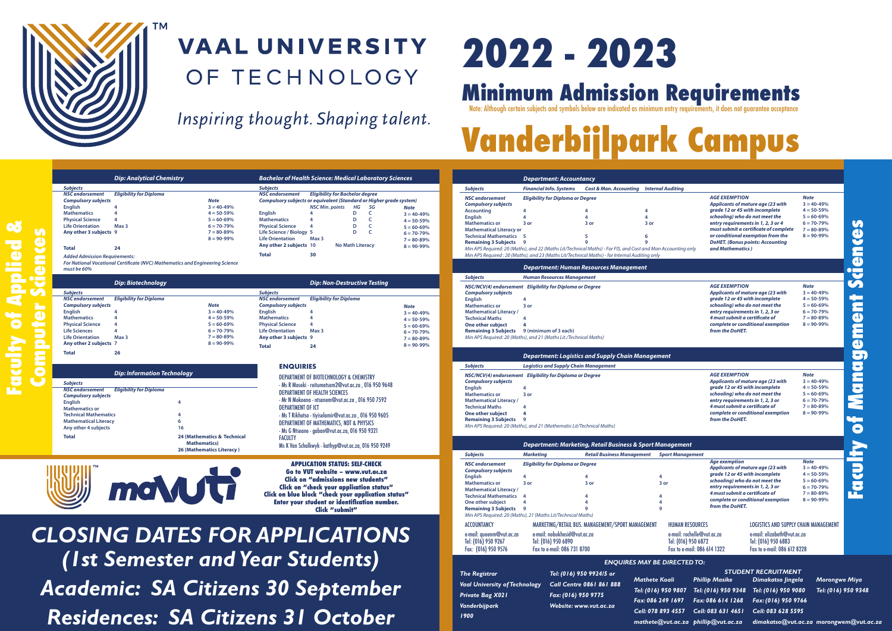# VAAL UNIVERSITY OF TECHNOLOGY

*Inspiring thought. Shaping talent.*

# 2022 - 2023

## Minimum Admission Requirements

Note: Although certain subjects and symbols below are indicated as minimum entry requirements, it does not guarantee acceptance

# Vanderbijlpark Campus

## Faculty of Applied & Computer Sciences

### Dip: Analytical Chemistry

| Subjects | | Note |
|---|---|---|
| NSC endorsement | Eligibility for Diploma | |
| Compulsory subjects | | |
| English | 4 | 3 = 40-49% |
| Mathematics | 4 | 4 = 50-59% |
| Physical Science | 4 | 5 = 60-69% |
| Life Orientation | Max 3 | 6 = 70-79% |
| Any other 3 subjects | 9 | 7 = 80-89% |
| | | 8 = 90-99% |
| Total | 24 | |

*Added Admission Requirements:*
*For National Vocational Certificate (NVC) Mathematics and Engineering Science must be 60%*

### Bachelor of Health Science: Medical Laboratory Sciences

| Subjects | | | | Note |
|---|---|---|---|---|
| NSC endorsement | Eligibility for Bachelor degree | | | |
| Compulsory subjects or equivalent (Standard or Higher grade system) | | | | |
| | NSC Min. points | HG | SG | |
| English | 4 | D | C | 3 = 40-49% |
| Mathematics | 4 | D | C | 4 = 50-59% |
| Physical Science | 4 | D | C | 5 = 60-69% |
| Life Science / Biology | 5 | D | C | 6 = 70-79% |
| Life Orientation | Max 3 | | | 7 = 80-89% |
| Any other 2 subjects | 10 | No Math Literacy | | 8 = 90-99% |
| Total | 30 | | | |

### Dip: Biotechnology

| Subjects | | Note |
|---|---|---|
| NSC endorsement | Eligibility for Diploma | |
| Compulsory subjects | | |
| English | 4 | 3 = 40-49% |
| Mathematics | 4 | 4 = 50-59% |
| Physical Science | 4 | 5 = 60-69% |
| Life Sciences | 4 | 6 = 70-79% |
| Life Orientation | Max 3 | 7 = 80-89% |
| Any other 2 subjects | 7 | 8 = 90-99% |
| Total | 26 | |

### Dip: Non-Destructive Testing

| Subjects | | Note |
|---|---|---|
| NSC endorsement | Eligibility for Diploma | |
| Compulsory subjects | | |
| English | 4 | 3 = 40-49% |
| Mathematics | 4 | 4 = 50-59% |
| Physical Science | 4 | 5 = 60-69% |
| Life Orientation | Max 3 | 6 = 70-79% |
| Any other 3 subjects | 9 | 7 = 80-89% |
| Total | 24 | 8 = 90-99% |

### Dip: Information Technology

| Subjects | | |
|---|---|---|
| NSC endorsement | Eligibility for Diploma | |
| Compulsory subjects | | |
| English | | 4 |
| Mathematics or | | |
| Technical Mathematics | | 4 |
| Mathematical Literacy | | 6 |
| Any other 4 subjects | | 16 |
| Total | | 24 (Mathematics & Technical Mathematics) 26 (Mathematics Literacy) |

### ENQUIRIES

DEPARTMENT OF BIOTECHNOLOGY & CHEMISTRY
- Ms R Moseki - reitumetsem2@vut.ac.za , 016 950 9648

DEPARTMENT OF HEALTH SCIENCES
- Mr N Mokoena - ntsanem@vut.ac.za , 016 950 7592

DEPARTMENT OF ICT
- Ms T Rikhotso - tiyiselamir@vut.ac.za , 016 950 9605

DEPARTMENT OF MATHEMATICS, NDT & PHYSICS
- Ms G Ntseane - gaban@vut.ac.za, 016 950 9321

FACULTY
Ms K Van Schalkwyk - kathyp@vut.ac.za, 016 950 9249

mavuti

**APPLICATION STATUS: SELF-CHECK**
**Go to VUT website – www.vut.ac.za**
**Click on "admissions new students"**
**Click on "check your application status"**
**Click on blue block "check your application status"**
**Enter your student or identification number.**
**Click "submit"**

## CLOSING DATES FOR APPLICATIONS
## (1st Semester and Year Students)
## Academic: SA Citizens 30 September
## Residences: SA Citizens 31 October

## Faculty of Management Sciences

### Department: Accountancy

| Subjects | Financial Info. Systems | Cost & Man. Accounting | Internal Auditing |
|---|---|---|---|
| NSC endorsement | Eligibility for Diploma or Degree | | |
| Compulsory subjects | | | |
| Accounting | 4 | 4 | 4 |
| English | 4 | 4 | 4 |
| Mathematics or | 3 or | 3 or | 3 or |
| Mathematical Literacy or | | | |
| Technical Mathematics | 5 | 5 | 6 |
| Remaining 3 Subjects | 9 | 9 | 9 |

*Min APS Required: 20 (Maths), and 22 (Maths Lit/Technical Maths) - For FIS, and Cost and Man Accounting only*
*Min APS Required : 20 (Maths), and 23 (Maths Lit/Technical Maths) - for Internal Auditing only*

*AGE EXEMPTION: Applicants of mature age (23 with grade 12 or 45 with incomplete schooling) who do not meet the entry requirements in 1, 2, 3 or 4 must submit a certificate of complete or conditional exemption from the DoHET. (Bonus points: Accounting and Mathematics)*

**Note:** 3 = 40-49%, 4 = 50-59%, 5 = 60-69%, 6 = 70-79%, 7 = 80-89%, 8 = 90-99%

### Department: Human Resources Management

| Subjects | Human Resources Management |
|---|---|
| NSC/NCV(4) endorsement | Eligibility for Diploma or Degree |
| Compulsory subjects | |
| English | 4 |
| Mathematics or | 3 or |
| Mathematical Literacy / | |
| Technical Maths | 4 |
| One other subject | 4 |
| Remaining 3 Subjects | 9 (minimum of 3 each) |

*Min APS Required: 20 (Maths), and 21 (Maths Lit./Technical Maths)*

*AGE EXEMPTION: Applicants of mature age (23 with grade 12 or 45 with incomplete schooling) who do not meet the entry requirements in 1, 2, 3 or 4 must submit a certificate of complete or conditional exemption from the DoHET.*

**Note:** 3 = 40-49%, 4 = 50-59%, 5 = 60-69%, 6 = 70-79%, 7 = 80-89%, 8 = 90-99%

### Department: Logistics and Supply Chain Management

| Subjects | Logistics and Supply Chain Management |
|---|---|
| NSC/NCV(4) endorsement | Eligibility for Diploma or Degree |
| Compulsory subjects | |
| English | 4 |
| Mathematics or | 3 or |
| Mathematical Literacy / | |
| Technical Maths | 4 |
| One other subject | 4 |
| Remaining 3 Subjects | 9 |

*Min APS Required: 20 (Maths), and 21 (Mathematic Lit/Technical Maths)*

*AGE EXEMPTION: Applicants of mature age (23 with grade 12 or 45 with incomplete schooling) who do not meet the entry requirements in 1, 2, 3 or 4 must submit a certificate of complete or conditional exemption from the DoHET.*

**Note:** 3 = 40-49%, 4 = 50-59%, 5 = 60-69%, 6 = 70-79%, 7 = 80-89%, 8 = 90-99%

### Department: Marketing, Retail Business & Sport Management

| Subjects | Marketing | Retail Business Management | Sport Management |
|---|---|---|---|
| NSC endorsement | Eligibility for Diploma or Degree | | |
| Compulsory subjects | | | |
| English | 4 | 4 | 4 |
| Mathematics or | 3 or | 3 or | 3 or |
| Mathematical Literacy / | | | |
| Technical Mathematics | 4 | 4 | 4 |
| One other subject | 4 | 4 | 4 |
| Remaining 3 Subjects | 9 | 9 | 9 |

*Min APS Required: 20 (Maths), 21 (Maths Lit/Technical Maths)*

*Age exemption: Applicants of mature age (23 with grade 12 or 45 with incomplete schooling) who do not meet the entry requirements in 1, 2, 3 or 4 must submit a certificate of complete or conditional exemption from the DoHET.*

**Note:** 3 = 40-49%, 4 = 50-59%, 5 = 60-69%, 6 = 70-79%, 7 = 80-89%, 8 = 90-99%

ACCOUNTANCY
e-mail: queenm@vut.ac.za
Tel: (016) 950 9267
Fax: (016) 950 9576

MARKETING/RETAIL BUS. MANAGEMENT/SPORT MANAGEMENT
e-mail: nobukhosid@vut.ac.za
Tel: (016) 950 6890
Fax to e-mail: 086 731 8700

HUMAN RESOURCES
e-mail: rochelle@vut.ac.za
Tel: (016) 950 6872
Fax to e-mail: 086 614 1322

LOGISTICS AND SUPPLY CHAIN MANAGEMENT
e-mail: elizabeth@vut.ac.za
Tel: (016) 950 6883
Fax to e-mail: 086 612 8228

### ENQUIRES MAY BE DIRECTED TO:

*The Registrar*
*Vaal University of Technology*
*Private Bag X021*
*Vanderbijlpark*
*1900*

*Tel: (016) 950 9924/5 or*
*Call Centre 0861 861 888*
*Fax: (016) 950 9775*
*Website: www.vut.ac.za*

### STUDENT RECRUITMENT

| Mathete Koali | Phillip Masike | Dimakatso Jingela | Morongwe Miya |
|---|---|---|---|
| Tel: (016) 950 9807 | Tel: (016) 950 9348 | Tel: (016) 950 9080 | Tel: (016) 950 9348 |
| Fax: 086 249 1697 | Fax: 086 614 1268 | Fax: (016) 950 9766 | |
| Cell: 078 893 4557 | Cell: 083 631 4651 | Cell: 083 628 5595 | |
| mathete@vut.ac.za | phillip@vut.ac.za | dimakatso@vut.ac.za | morongwem@vut.ac.za |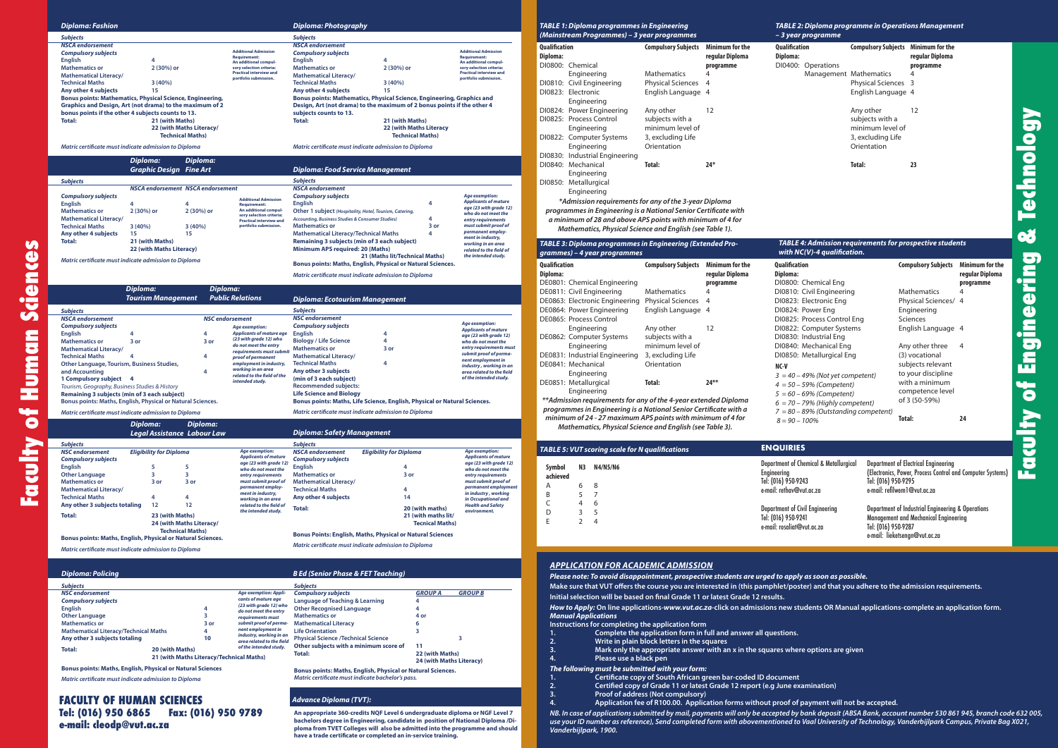# Faculty of Human Sciences

## Diploma: Fashion

| Subjects | | |
|---|---|---|
| NSCA endorsement | | |
| Compulsory subjects | | Additional Admission Requirement: An additional compulsory selection criteria: Practical interview and portfolio submission. |
| English | 4 | |
| Mathematics or | 2 (30%) or | |
| Mathematical Literacy/ Technical Maths | 3 (40%) | |
| Any other 4 subjects | 15 | |

Bonus points: Mathematics, Physical Science, Engineering, Graphics and Design, Art (not drama) to the maximum of 2 bonus points if the other 4 subjects counts to 13.

Total: 21 (with Maths) / 22 (with Maths Literacy/ Technical Maths)

*Matric certificate must indicate admission to Diploma*

## Diploma: Photography

| Subjects | | |
|---|---|---|
| NSCA endorsement | | |
| Compulsory subjects | | Additional Admission Requirement: An additional compulsory selection criteria: Practical interview and portfolio submission. |
| English | 4 | |
| Mathematics or | 2 (30%) or | |
| Mathematical Literacy/ Technical Maths | 3 (40%) | |
| Any other 4 subjects | 15 | |

Bonus points: Mathematics, Physical Science, Engineering, Graphics and Design, Art (not drama) to the maximum of 2 bonus points if the other 4 subjects counts to 13.

Total: 21 (with Maths) / 22 (with Maths Literacy Technical Maths)

*Matric certificate must indicate admission to Diploma*

## Diploma: Graphic Design / Diploma: Fine Art

| Subjects | Graphic Design | Fine Art | |
|---|---|---|---|
| | NSCA endorsement | NSCA endorsement | |
| Compulsory subjects | | | Additional Admission Requirement: An additional compulsory selection criteria: Practical interview and portfolio submission. |
| English | 4 | 4 | |
| Mathematics or | 2 (30%) or | 2 (30%) or | |
| Mathematical Literacy/ Technical Maths | 3 (40%) | 3 (40%) | |
| Any other 4 subjects | 15 | 15 | |
| Total: | 21 (with Maths) / 22 (with Maths Literacy) | | |

*Matric certificate must indicate admission to Diploma*

## Diploma: Food Service Management

| Subjects | | |
|---|---|---|
| NSCA endorsement | | |
| Compulsory subjects | | Age exemption: Applicants of mature age (23 with grade 12) who do not meet the entry requirements must submit proof of permanent employment in industry, working in an area related to the field of the intended study. |
| English | 4 | |
| Other 1 subject (Hospitality, Hotel, Tourism, Catering, Accounting, Business Studies & Consumer Studies) | 4 | |
| Mathematics or | 3 or | |
| Mathematical Literacy/Technical Maths | 4 | |
| Remaining 3 subjects (min of 3 each subject) | | |
| Minimum APS required: 20 (Maths) | 21 (Maths lit/Technical Maths) | |

Bonus points: Maths, English, Physical or Natural Sciences.

*Matric certificate must indicate admission to Diploma*

## Diploma: Tourism Management / Diploma: Public Relations

| Subjects | Tourism Management | Public Relations | |
|---|---|---|---|
| NSCA endorsement | | NSC endorsement | |
| Compulsory subjects | | | Age exemption: Applicants of mature age (23 with grade 12) who do not meet the entry requirements must submit proof of permanent employment in industry, working in an area related to the field of the intended study. |
| English | 4 | 4 | |
| Mathematics or | 3 or | 3 or | |
| Mathematical Literacy/ Technical Maths | 4 | 4 | |
| Other Language, Tourism, Business Studies, and Accounting | | 4 | |
| 1 Compulsory subject | 4 | | |

*Tourism, Geography, Business Studies & History*

Remaining 3 subjects (min of 3 each subject)

Bonus points: Maths, English, Physical or Natural Sciences.

*Matric certificate must indicate admission to Diploma*

## Diploma: Ecotourism Management

| Subjects | | |
|---|---|---|
| NSC endorsement | | |
| Compulsory subjects | | Age exemption: Applicants of mature age (23 with grade 12) who do not meet the entry requirements must submit proof of permanent employment in industry, working in an area related to the field of the intended study. |
| English | 4 | |
| Biology / Life Science | 4 | |
| Mathematics or | 3 or | |
| Mathematical Literacy/ Technical Maths | 4 | |
| Any other 3 subjects (min of 3 each subject) | | |
| Recommended subjects: Life Science and Biology | | |

Bonus points: Maths, Life Science, English, Physical or Natural Sciences.

*Matric certificate must indicate admission to Diploma*

## Diploma: Legal Assistance / Diploma: Labour Law

| Subjects | Legal Assistance | Labour Law | |
|---|---|---|---|
| NSC endorsement | Eligibility for Diploma | | |
| Compulsory subjects | | | Age exemption: Applicants of mature age (23 with grade 12) who do not meet the entry requirements must submit proof of permanent employment in industry, working in an area related to the field of the intended study. |
| English | 5 | 5 | |
| Other Language | 3 | 3 | |
| Mathematics or | 3 or | 3 or | |
| Mathematical Literacy/ Technical Maths | 4 | 4 | |
| Any other 3 subjects totaling | 12 | 12 | |
| Total: | 23 (with Maths) / 24 (with Maths Literacy/ Technical Maths) | | |

Bonus points: Maths, English, Physical or Natural Sciences.

*Matric certificate must indicate admission to Diploma*

## Diploma: Safety Management

| Subjects | | |
|---|---|---|
| NSCA endorsement | Eligibility for Diploma | |
| Compulsory subjects | | Age exemption: Applicants of mature age (23 with grade 12) who do not meet the entry requirements must submit proof of permanent employment in industry, working in Occupational and Health and Safety environment. |
| English | 4 | |
| Mathematics or | 3 or | |
| Mathematical Literacy/ Technical Maths | 4 | |
| Any other 4 subjects | 14 | |
| Total: | 20 (with maths) / 21 (with maths lit/ Tecnical Maths) | |

Bonus Points: English, Maths, Physical or Natural Sciences

*Matric certificate must indicate admission to Diploma*

## Diploma: Policing

| Subjects | | |
|---|---|---|
| NSC endorsement | | Age exemption: Applicants of mature age (23 with grade 12) who do not meet the entry requirements must submit proof of permanent employment in industry, working in an area related to the field of the intended study. |
| Compulsory subjects | | |
| English | 4 | |
| Other Language | 3 | |
| Mathematics or | 3 or | |
| Mathematical Literacy/Technical Maths | 4 | |
| Any other 3 subjects totaling | 10 | |
| Total: | 20 (with Maths) / 21 (with Maths Literacy/Technical Maths) | |

Bonus points: Maths, English, Physical or Natural Sciences

*Matric certificate must indicate admission to Diploma*

## B Ed (Senior Phase & FET Teaching)

| Subjects | GROUP A | GROUP B |
|---|---|---|
| Compulsory subjects | | |
| Language of Teaching & Learning | 4 | |
| Other Recognised Language | 4 | |
| Mathematics or | 4 or | |
| Mathematical Literacy | 6 | |
| Life Orientation | 3 | |
| Physical Science /Technical Science | | 3 |
| Other subjects with a minimum score of | 11 | |
| Total: | 22 (with Maths) / 24 (with Maths Literacy) | |

Bonus points: Maths, English, Physical or Natural Sciences.
*Matric certificate must indicate bachelor's pass.*

## Advance Diploma (TVT):

An appropriate 360-credits NQF Level 6 undergraduate diploma or NGF Level 7 bachelors degree in Engineering, candidate in position of National Diploma /Diploma from TVET Colleges will also be admitted into the programme and should have a trade certificate or completed an in-service training.

## FACULTY OF HUMAN SCIENCES

**Tel: (016) 950 6865 Fax: (016) 950 9789**
**e-mail: dleodp@vut.ac.za**

# Faculty of Engineering & Technology

## TABLE 1: Diploma programmes in Engineering (Mainstream Programmes) – 3 year programmes

| Qualification Diploma: | Compulsory Subjects | Minimum for the regular Diploma programme |
|---|---|---|
| DI0800: Chemical Engineering | Mathematics | 4 |
| DI0810: Civil Engineering | Physical Sciences | 4 |
| DI0823: Electronic Engineering | English Language | 4 |
| DI0824: Power Engineering | Any other subjects with a minimum level of 3, excluding Life Orientation | 12 |
| DI0825: Process Control Engineering | | |
| DI0822: Computer Systems Engineering | | |
| DI0830: Industrial Engineering | | |
| DI0840: Mechanical Engineering | Total: | 24* |
| DI0850: Metallurgical Engineering | | |

*\*Admission requirements for any of the 3-year Diploma programmes in Engineering is a National Senior Certificate with a minimum of 28 and above APS points with minimum of 4 for Mathematics, Physical Science and English (see Table 1).*

## TABLE 2: Diploma programme in Operations Management – 3 year programme

| Qualification Diploma: | Compulsory Subjects | Minimum for the regular Diploma programme |
|---|---|---|
| DI0400: Operations Management | Mathematics | 4 |
| | Physical Sciences | 3 |
| | English Language | 4 |
| | Any other subjects with a minimum level of 3, excluding Life Orientation | 12 |
| | Total: | 23 |

## TABLE 3: Diploma programmes in Engineering (Extended Programmes) – 4 year programmes

| Qualification Diploma: | Compulsory Subjects | Minimum for the regular Diploma programme |
|---|---|---|
| DE0801: Chemical Engineering | | |
| DE0811: Civil Engineering | Mathematics | 4 |
| DE0863: Electronic Engineering | Physical Sciences | 4 |
| DE0864: Power Engineering | English Language | 4 |
| DE0865: Process Control Engineering | Any other subjects with a minimum level of 3, excluding Life Orientation | 12 |
| DE0862: Computer Systems Engineering | | |
| DE0831: Industrial Engineering | | |
| DE0841: Mechanical Engineering | | |
| DE0851: Metallurgical Engineering | Total: | 24** |

*\*\*Admission requirements for any of the 4-year extended Diploma programmes in Engineering is a National Senior Certificate with a minimum of 24 - 27 maximum APS points with minimum of 4 for Mathematics, Physical Science and English (see Table 3).*

## TABLE 4: Admission requirements for prospective students with NC(V)-4 qualification.

| Qualification Diploma: | Compulsory Subjects | Minimum for the regular Diploma programme |
|---|---|---|
| DI0800: Chemical Eng | | |
| DI0810: Civil Engineering | Mathematics | 4 |
| DI0823: Electronic Eng | Physical Sciences/ Engineering Sciences | 4 |
| DI0824: Power Eng | | |
| DI0825: Process Control Eng | English Language | 4 |
| DI0822: Computer Systems | | |
| DI0830: Industrial Eng | | |
| DI0840: Mechanical Eng | Any other three (3) vocational subjects relevant to your discipline with a minimum competence level of 3 (50-59%) | 4 |
| DI0850: Metallurgical Eng | | |
| | Total: | 24 |

**NC-V**
3 = 40 – 49% (Not yet competent)
4 = 50 – 59% (Competent)
5 = 60 – 69% (Competent)
6 = 70 – 79% (Highly competent)
7 = 80 – 89% (Outstanding competent)
8 = 90 – 100%

## TABLE 5: VUT scoring scale for N qualifications

| Symbol achieved | N3 | N4/N5/N6 |
|---|---|---|
| A | 6 | 8 |
| B | 5 | 7 |
| C | 4 | 6 |
| D | 3 | 5 |
| E | 2 | 4 |

## ENQUIRIES

Department of Chemical & Metallurgical Engineering
Tel: (016) 950-9243
e-mail: rethav@vut.ac.za

Department of Civil Engineering
Tel: (016) 950-9241
e-mail: rosaliat@vut.ac.za

Department of Electrical Engineering (Electronics, Power, Process Control and Computer Systems)
Tel: (016) 950-9295
e-mail: refilwem1@vut.ac.za

Department of Industrial Engineering & Operations Management and Mechanical Engineering
Tel: (016) 950-9287
e-mail: lieketsengn@vut.ac.za

## APPLICATION FOR ACADEMIC ADMISSION

***Please note: To avoid disappointment, prospective students are urged to apply as soon as possible.***

**Make sure that VUT offers the course you are interested in (this pamphlet/poster) and that you adhere to the admission requirements.**

**Initial selection will be based on final Grade 11 or latest Grade 12 results.**

***How to Apply:*** **On line applications-*www.vut.ac.za*-click on admissions new students OR Manual applications-complete an application form.**

***Manual Applications***

**Instructions for completing the application form**

1. **Complete the application form in full and answer all questions.**
2. **Write in plain block letters in the squares**
3. **Mark only the appropriate answer with an x in the squares where options are given**
4. **Please use a black pen**

***The following must be submitted with your form:***

1. **Certificate copy of South African green bar-coded ID document**
2. **Certified copy of Grade 11 or latest Grade 12 report (e.g June examination)**
3. **Proof of address (Not compulsory)**
4. **Application fee of R100.00. Application forms without proof of payment will not be accepted.**

***NB. In case of applications submitted by mail, payments will only be accepted by bank deposit (ABSA Bank, account number 530 861 945, branch code 632 005, use your ID number as reference), Send completed form with abovementioned to Vaal University of Technology, Vanderbijlpark Campus, Private Bag X021, Vanderbijlpark, 1900.***